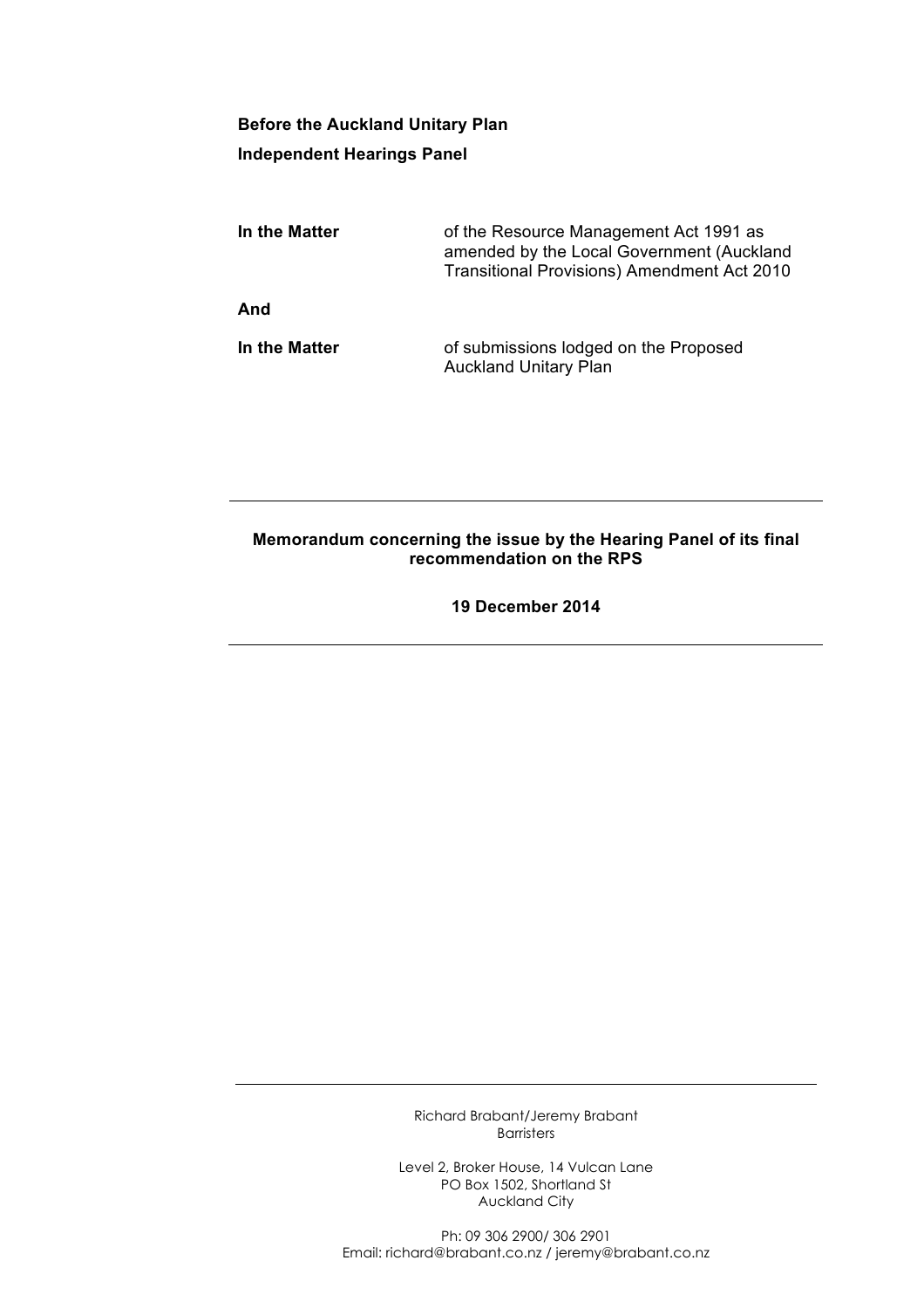**Before the Auckland Unitary Plan**

**Independent Hearings Panel**

| | |
|---|---|
| **In the Matter** | of the Resource Management Act 1991 as amended by the Local Government (Auckland Transitional Provisions) Amendment Act 2010 |
| **And** | |
| **In the Matter** | of submissions lodged on the Proposed Auckland Unitary Plan |

---

**Memorandum concerning the issue by the Hearing Panel of its final recommendation on the RPS**

**19 December 2014**

---

Richard Brabant/Jeremy Brabant
Barristers

Level 2, Broker House, 14 Vulcan Lane
PO Box 1502, Shortland St
Auckland City

Ph: 09 306 2900/ 306 2901
Email: richard@brabant.co.nz / jeremy@brabant.co.nz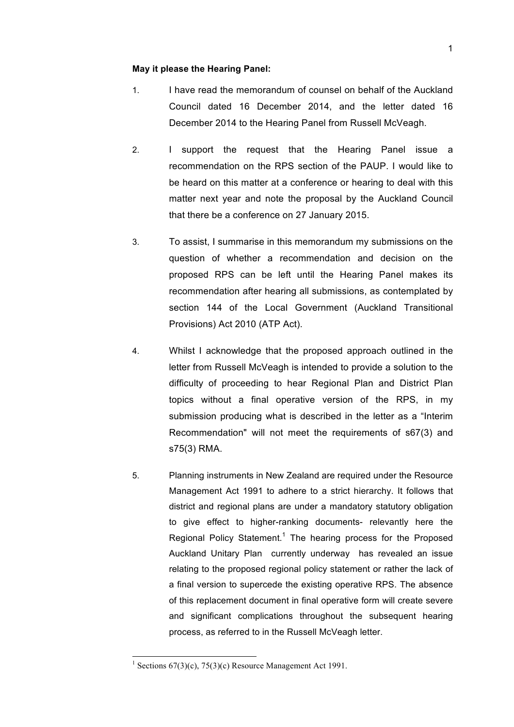**May it please the Hearing Panel:**

1. I have read the memorandum of counsel on behalf of the Auckland Council dated 16 December 2014, and the letter dated 16 December 2014 to the Hearing Panel from Russell McVeagh.

2. I support the request that the Hearing Panel issue a recommendation on the RPS section of the PAUP. I would like to be heard on this matter at a conference or hearing to deal with this matter next year and note the proposal by the Auckland Council that there be a conference on 27 January 2015.

3. To assist, I summarise in this memorandum my submissions on the question of whether a recommendation and decision on the proposed RPS can be left until the Hearing Panel makes its recommendation after hearing all submissions, as contemplated by section 144 of the Local Government (Auckland Transitional Provisions) Act 2010 (ATP Act).

4. Whilst I acknowledge that the proposed approach outlined in the letter from Russell McVeagh is intended to provide a solution to the difficulty of proceeding to hear Regional Plan and District Plan topics without a final operative version of the RPS, in my submission producing what is described in the letter as a "Interim Recommendation" will not meet the requirements of s67(3) and s75(3) RMA.

5. Planning instruments in New Zealand are required under the Resource Management Act 1991 to adhere to a strict hierarchy. It follows that district and regional plans are under a mandatory statutory obligation to give effect to higher-ranking documents- relevantly here the Regional Policy Statement.[1] The hearing process for the Proposed Auckland Unitary Plan currently underway has revealed an issue relating to the proposed regional policy statement or rather the lack of a final version to supercede the existing operative RPS. The absence of this replacement document in final operative form will create severe and significant complications throughout the subsequent hearing process, as referred to in the Russell McVeagh letter.

---

[1] Sections 67(3)(c), 75(3)(c) Resource Management Act 1991.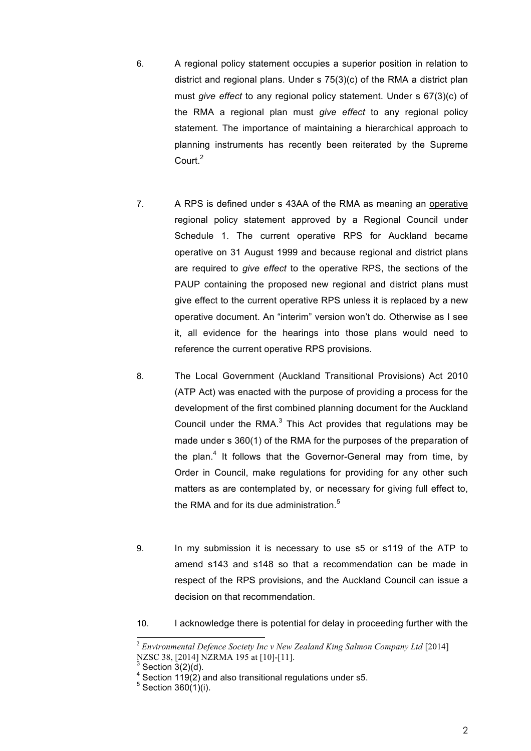6. A regional policy statement occupies a superior position in relation to district and regional plans. Under s 75(3)(c) of the RMA a district plan must *give effect* to any regional policy statement. Under s 67(3)(c) of the RMA a regional plan must *give effect* to any regional policy statement. The importance of maintaining a hierarchical approach to planning instruments has recently been reiterated by the Supreme Court.[2]

7. A RPS is defined under s 43AA of the RMA as meaning an operative regional policy statement approved by a Regional Council under Schedule 1. The current operative RPS for Auckland became operative on 31 August 1999 and because regional and district plans are required to *give effect* to the operative RPS, the sections of the PAUP containing the proposed new regional and district plans must give effect to the current operative RPS unless it is replaced by a new operative document. An "interim" version won't do. Otherwise as I see it, all evidence for the hearings into those plans would need to reference the current operative RPS provisions.

8. The Local Government (Auckland Transitional Provisions) Act 2010 (ATP Act) was enacted with the purpose of providing a process for the development of the first combined planning document for the Auckland Council under the RMA.[3] This Act provides that regulations may be made under s 360(1) of the RMA for the purposes of the preparation of the plan.[4] It follows that the Governor-General may from time, by Order in Council, make regulations for providing for any other such matters as are contemplated by, or necessary for giving full effect to, the RMA and for its due administration.[5]

9. In my submission it is necessary to use s5 or s119 of the ATP to amend s143 and s148 so that a recommendation can be made in respect of the RPS provisions, and the Auckland Council can issue a decision on that recommendation.

10. I acknowledge there is potential for delay in proceeding further with the

---

[2] *Environmental Defence Society Inc v New Zealand King Salmon Company Ltd* [2014] NZSC 38, [2014] NZRMA 195 at [10]-[11].

[3] Section 3(2)(d).

[4] Section 119(2) and also transitional regulations under s5.

[5] Section 360(1)(i).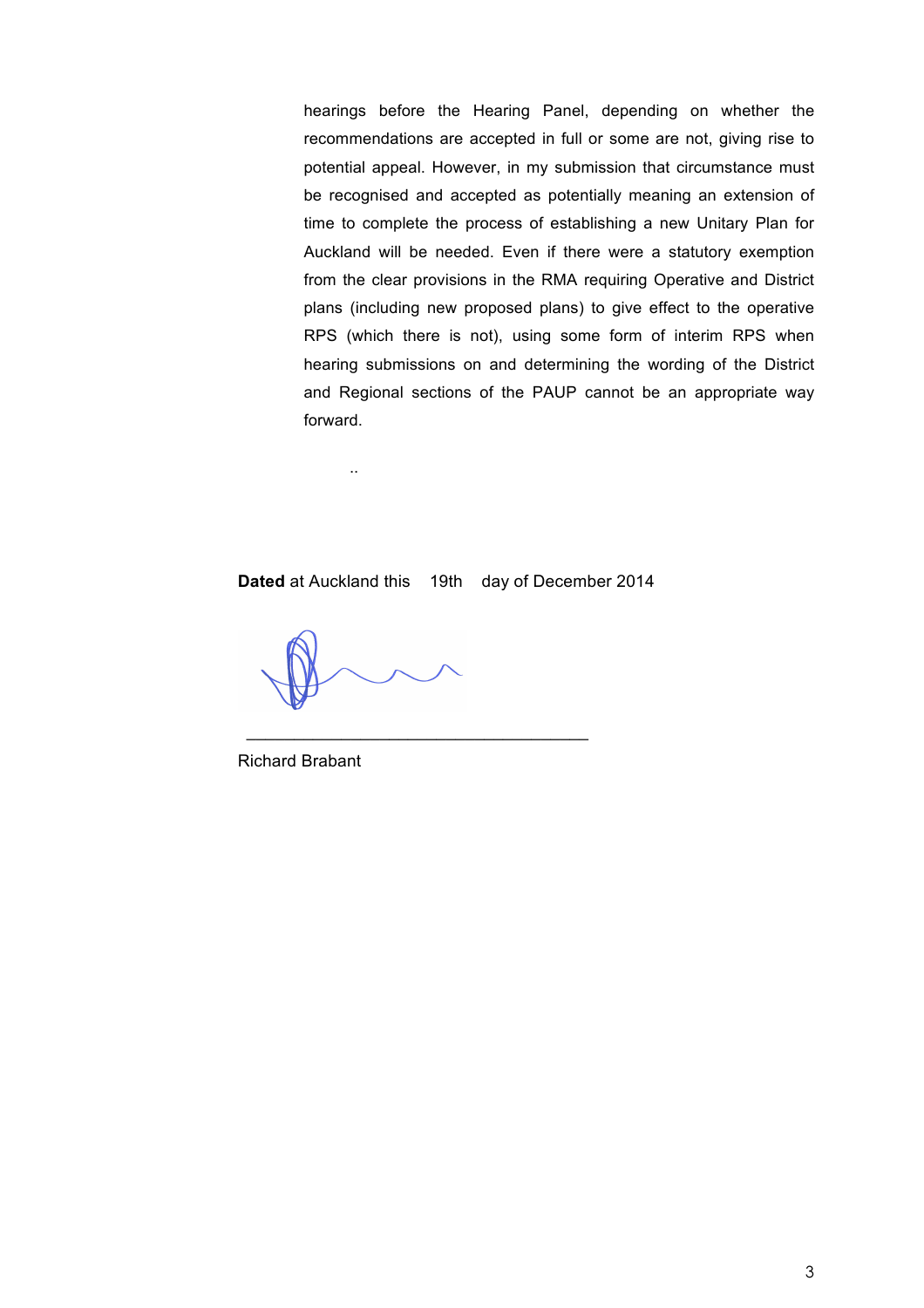hearings before the Hearing Panel, depending on whether the recommendations are accepted in full or some are not, giving rise to potential appeal. However, in my submission that circumstance must be recognised and accepted as potentially meaning an extension of time to complete the process of establishing a new Unitary Plan for Auckland will be needed. Even if there were a statutory exemption from the clear provisions in the RMA requiring Operative and District plans (including new proposed plans) to give effect to the operative RPS (which there is not), using some form of interim RPS when hearing submissions on and determining the wording of the District and Regional sections of the PAUP cannot be an appropriate way forward.

..

**Dated** at Auckland this 19th day of December 2014

\_\_\_\_\_\_\_\_\_\_\_\_\_\_\_\_\_\_\_\_\_\_\_\_\_\_\_\_\_\_\_\_\_\_\_\_\_\_

Richard Brabant